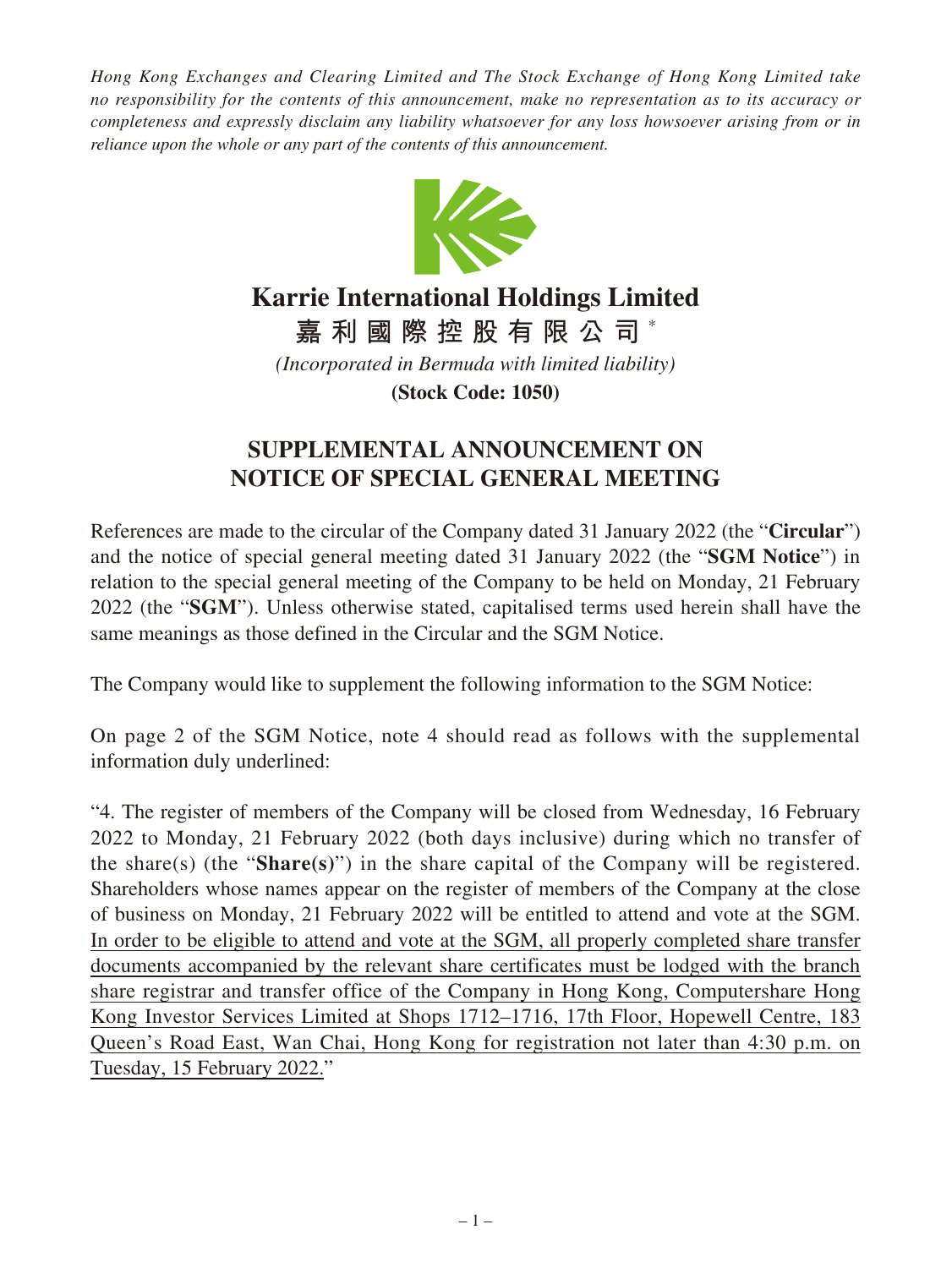*Hong Kong Exchanges and Clearing Limited and The Stock Exchange of Hong Kong Limited take no responsibility for the contents of this announcement, make no representation as to its accuracy or completeness and expressly disclaim any liability whatsoever for any loss howsoever arising from or in reliance upon the whole or any part of the contents of this announcement.*

# Karrie International Holdings Limited

# 嘉利國際控股有限公司*

*(Incorporated in Bermuda with limited liability)*

**(Stock Code: 1050)**

## SUPPLEMENTAL ANNOUNCEMENT ON NOTICE OF SPECIAL GENERAL MEETING

References are made to the circular of the Company dated 31 January 2022 (the "**Circular**") and the notice of special general meeting dated 31 January 2022 (the "**SGM Notice**") in relation to the special general meeting of the Company to be held on Monday, 21 February 2022 (the "**SGM**"). Unless otherwise stated, capitalised terms used herein shall have the same meanings as those defined in the Circular and the SGM Notice.

The Company would like to supplement the following information to the SGM Notice:

On page 2 of the SGM Notice, note 4 should read as follows with the supplemental information duly underlined:

"4. The register of members of the Company will be closed from Wednesday, 16 February 2022 to Monday, 21 February 2022 (both days inclusive) during which no transfer of the share(s) (the "**Share(s)**") in the share capital of the Company will be registered. Shareholders whose names appear on the register of members of the Company at the close of business on Monday, 21 February 2022 will be entitled to attend and vote at the SGM. <u>In order to be eligible to attend and vote at the SGM, all properly completed share transfer documents accompanied by the relevant share certificates must be lodged with the branch share registrar and transfer office of the Company in Hong Kong, Computershare Hong Kong Investor Services Limited at Shops 1712–1716, 17th Floor, Hopewell Centre, 183 Queen's Road East, Wan Chai, Hong Kong for registration not later than 4:30 p.m. on Tuesday, 15 February 2022.</u>"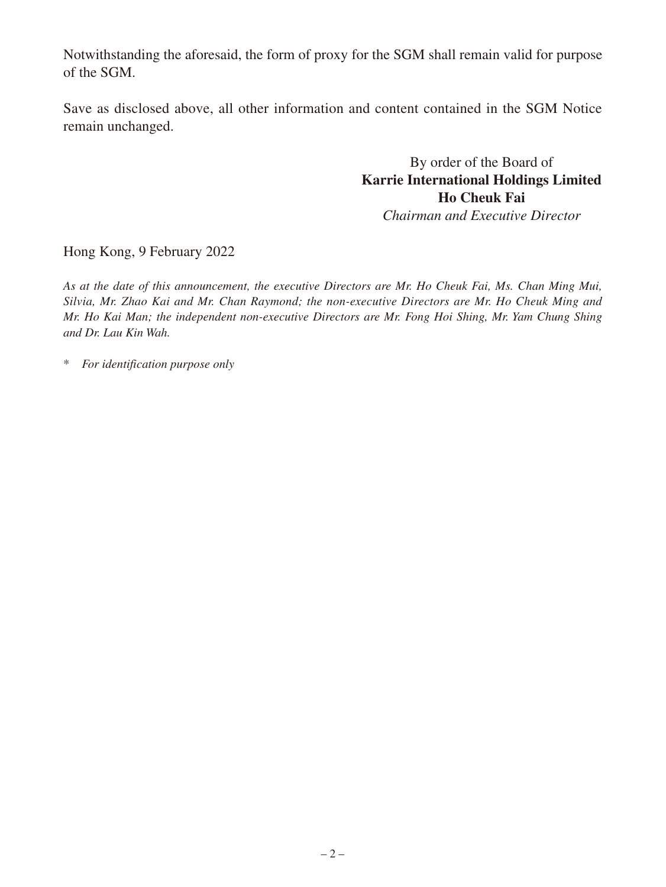Notwithstanding the aforesaid, the form of proxy for the SGM shall remain valid for purpose of the SGM.

Save as disclosed above, all other information and content contained in the SGM Notice remain unchanged.

By order of the Board of
**Karrie International Holdings Limited**
**Ho Cheuk Fai**
*Chairman and Executive Director*

Hong Kong, 9 February 2022

*As at the date of this announcement, the executive Directors are Mr. Ho Cheuk Fai, Ms. Chan Ming Mui, Silvia, Mr. Zhao Kai and Mr. Chan Raymond; the non-executive Directors are Mr. Ho Cheuk Ming and Mr. Ho Kai Man; the independent non-executive Directors are Mr. Fong Hoi Shing, Mr. Yam Chung Shing and Dr. Lau Kin Wah.*

\* *For identification purpose only*